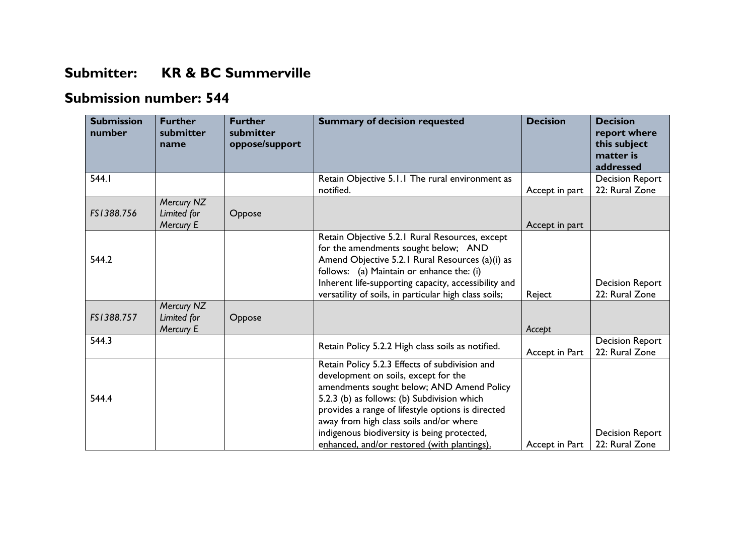## Submitter: KR & BC Summerville

## Submission number: 544

| Submission number | Further submitter name | Further submitter oppose/support | Summary of decision requested | Decision | Decision report where this subject matter is addressed |
|---|---|---|---|---|---|
| 544.1 | | | Retain Objective 5.1.1 The rural environment as notified. | Accept in part | Decision Report 22: Rural Zone |
| *FS1388.756* | *Mercury NZ Limited for Mercury E* | Oppose | | Accept in part | |
| 544.2 | | | Retain Objective 5.2.1 Rural Resources, except for the amendments sought below; AND Amend Objective 5.2.1 Rural Resources (a)(i) as follows: (a) Maintain or enhance the: (i) Inherent life-supporting capacity, accessibility and versatility of soils, in particular high class soils; | Reject | Decision Report 22: Rural Zone |
| *FS1388.757* | *Mercury NZ Limited for Mercury E* | Oppose | | *Accept* | |
| 544.3 | | | Retain Policy 5.2.2 High class soils as notified. | Accept in Part | Decision Report 22: Rural Zone |
| 544.4 | | | Retain Policy 5.2.3 Effects of subdivision and development on soils, except for the amendments sought below; AND Amend Policy 5.2.3 (b) as follows: (b) Subdivision which provides a range of lifestyle options is directed away from high class soils and/or where indigenous biodiversity is being protected, <u>enhanced, and/or restored (with plantings).</u> | Accept in Part | Decision Report 22: Rural Zone |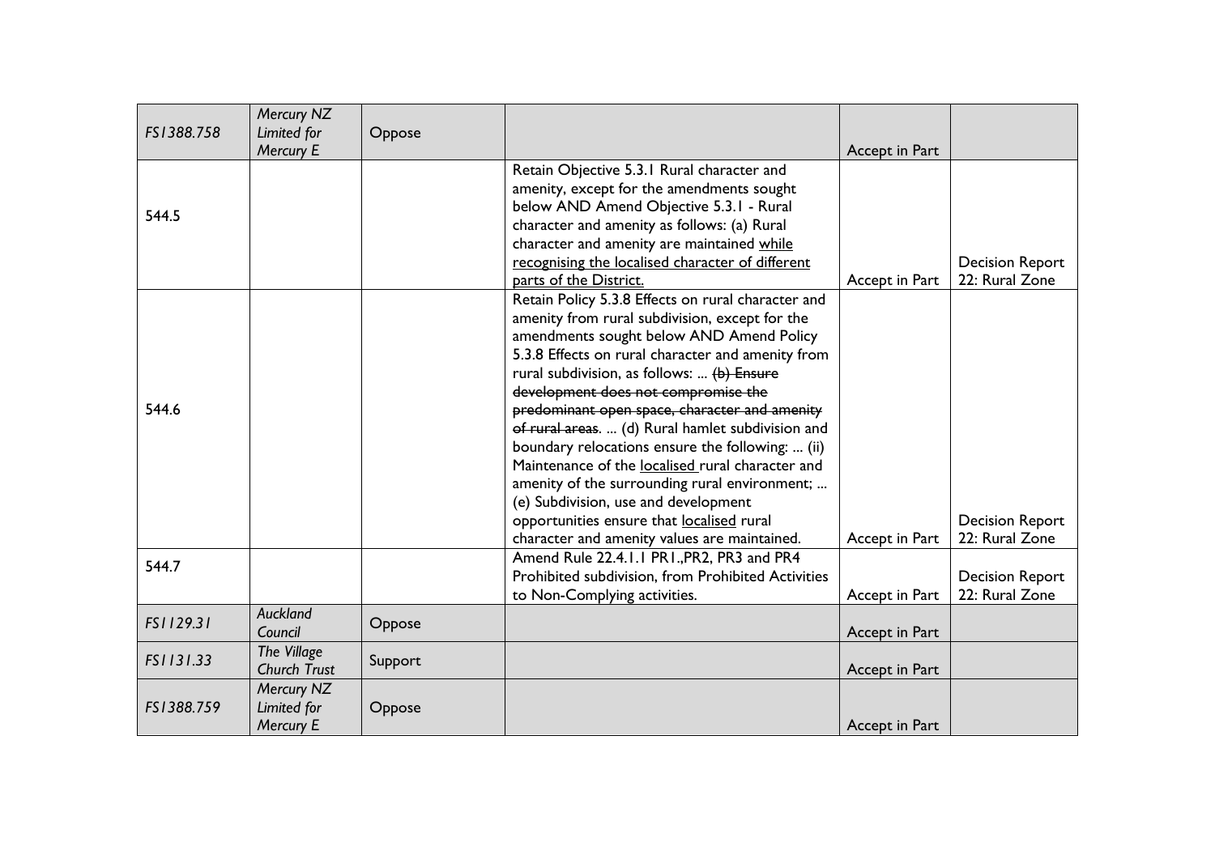| | | | | | |
|---|---|---|---|---|---|
| FS1388.758 | *Mercury NZ Limited for Mercury E* | Oppose | | Accept in Part | |
| 544.5 | | | Retain Objective 5.3.1 Rural character and amenity, except for the amendments sought below AND Amend Objective 5.3.1 - Rural character and amenity as follows: (a) Rural character and amenity are maintained <u>while recognising the localised character of different parts of the District.</u> | Accept in Part | Decision Report 22: Rural Zone |
| 544.6 | | | Retain Policy 5.3.8 Effects on rural character and amenity from rural subdivision, except for the amendments sought below AND Amend Policy 5.3.8 Effects on rural character and amenity from rural subdivision, as follows: ... ~~(b) Ensure development does not compromise the predominant open space, character and amenity of rural areas.~~ ... (d) Rural hamlet subdivision and boundary relocations ensure the following: ... (ii) Maintenance of the <u>localised</u> rural character and amenity of the surrounding rural environment; ... (e) Subdivision, use and development opportunities ensure that <u>localised</u> rural character and amenity values are maintained. | Accept in Part | Decision Report 22: Rural Zone |
| 544.7 | | | Amend Rule 22.4.1.1 PR1.,PR2, PR3 and PR4 Prohibited subdivision, from Prohibited Activities to Non-Complying activities. | Accept in Part | Decision Report 22: Rural Zone |
| FS1129.31 | *Auckland Council* | Oppose | | Accept in Part | |
| FS1131.33 | *The Village Church Trust* | Support | | Accept in Part | |
| FS1388.759 | *Mercury NZ Limited for Mercury E* | Oppose | | Accept in Part | |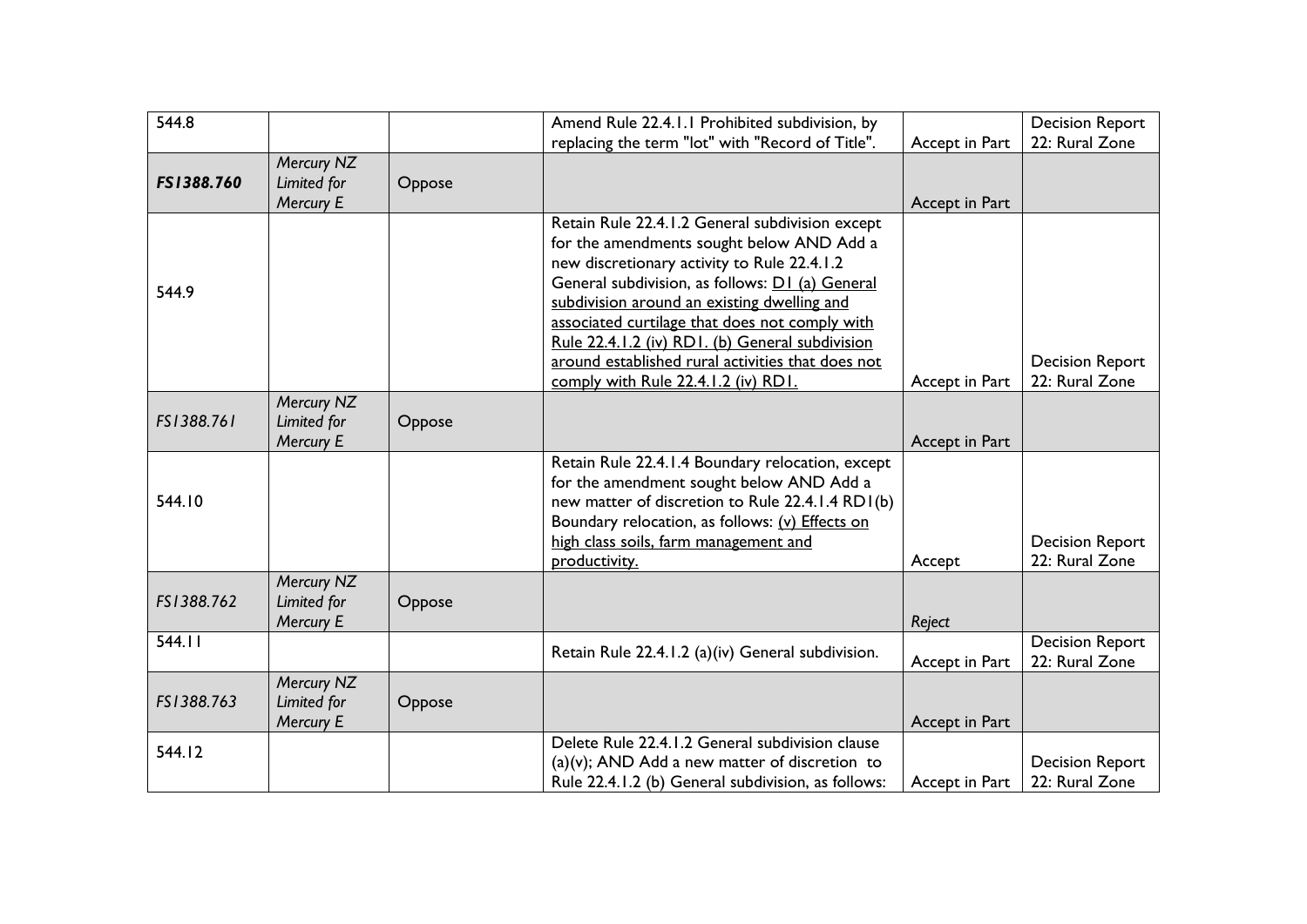| 544.8 | | | Amend Rule 22.4.1.1 Prohibited subdivision, by replacing the term "lot" with "Record of Title". | Accept in Part | Decision Report 22: Rural Zone |
|---|---|---|---|---|---|
| ***FS1388.760*** | *Mercury NZ Limited for Mercury E* | Oppose | | Accept in Part | |
| 544.9 | | | Retain Rule 22.4.1.2 General subdivision except for the amendments sought below AND Add a new discretionary activity to Rule 22.4.1.2 General subdivision, as follows: <u>D1 (a) General subdivision around an existing dwelling and associated curtilage that does not comply with Rule 22.4.1.2 (iv) RD1. (b) General subdivision around established rural activities that does not comply with Rule 22.4.1.2 (iv) RD1.</u> | Accept in Part | Decision Report 22: Rural Zone |
| *FS1388.761* | *Mercury NZ Limited for Mercury E* | Oppose | | Accept in Part | |
| 544.10 | | | Retain Rule 22.4.1.4 Boundary relocation, except for the amendment sought below AND Add a new matter of discretion to Rule 22.4.1.4 RD1(b) Boundary relocation, as follows: <u>(v) Effects on high class soils, farm management and productivity.</u> | Accept | Decision Report 22: Rural Zone |
| *FS1388.762* | *Mercury NZ Limited for Mercury E* | Oppose | | *Reject* | |
| 544.11 | | | Retain Rule 22.4.1.2 (a)(iv) General subdivision. | Accept in Part | Decision Report 22: Rural Zone |
| *FS1388.763* | *Mercury NZ Limited for Mercury E* | Oppose | | Accept in Part | |
| 544.12 | | | Delete Rule 22.4.1.2 General subdivision clause (a)(v); AND Add a new matter of discretion to Rule 22.4.1.2 (b) General subdivision, as follows: | Accept in Part | Decision Report 22: Rural Zone |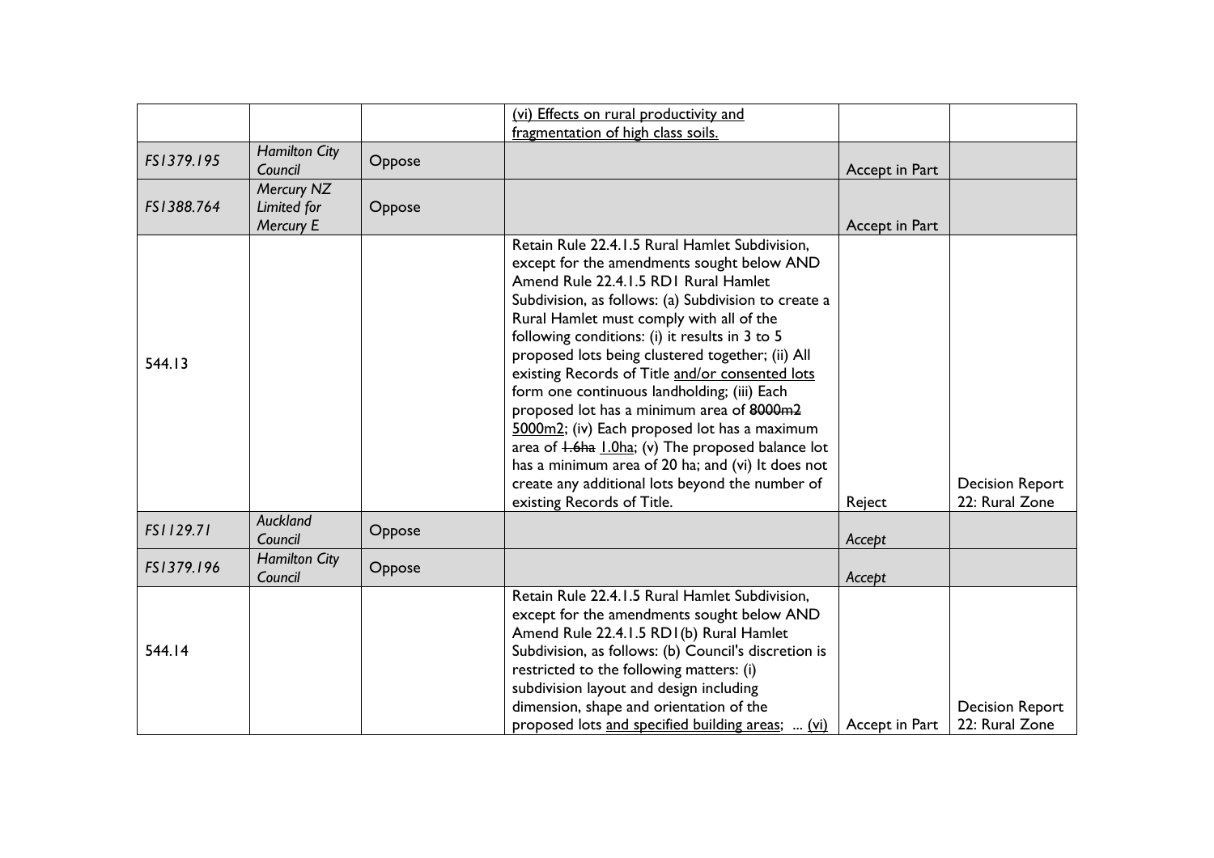| | | | | | |
|---|---|---|---|---|---|
| | | | <u>(vi) Effects on rural productivity and fragmentation of high class soils.</u> | | |
| FS1379.195 | *Hamilton City Council* | Oppose | | Accept in Part | |
| FS1388.764 | *Mercury NZ Limited for Mercury E* | Oppose | | Accept in Part | |
| 544.13 | | | Retain Rule 22.4.1.5 Rural Hamlet Subdivision, except for the amendments sought below AND Amend Rule 22.4.1.5 RD1 Rural Hamlet Subdivision, as follows: (a) Subdivision to create a Rural Hamlet must comply with all of the following conditions: (i) it results in 3 to 5 proposed lots being clustered together; (ii) All existing Records of Title <u>and/or consented lots</u> form one continuous landholding; (iii) Each proposed lot has a minimum area of ~~8000m2~~ <u>5000m2</u>; (iv) Each proposed lot has a maximum area of ~~1.6ha~~ <u>1.0ha</u>; (v) The proposed balance lot has a minimum area of 20 ha; and (vi) It does not create any additional lots beyond the number of existing Records of Title. | Reject | Decision Report 22: Rural Zone |
| FS1129.71 | *Auckland Council* | Oppose | | *Accept* | |
| FS1379.196 | *Hamilton City Council* | Oppose | | *Accept* | |
| 544.14 | | | Retain Rule 22.4.1.5 Rural Hamlet Subdivision, except for the amendments sought below AND Amend Rule 22.4.1.5 RD1(b) Rural Hamlet Subdivision, as follows: (b) Council's discretion is restricted to the following matters: (i) subdivision layout and design including dimension, shape and orientation of the proposed lots <u>and specified building areas</u>; ... <u>(vi)</u> | Accept in Part | Decision Report 22: Rural Zone |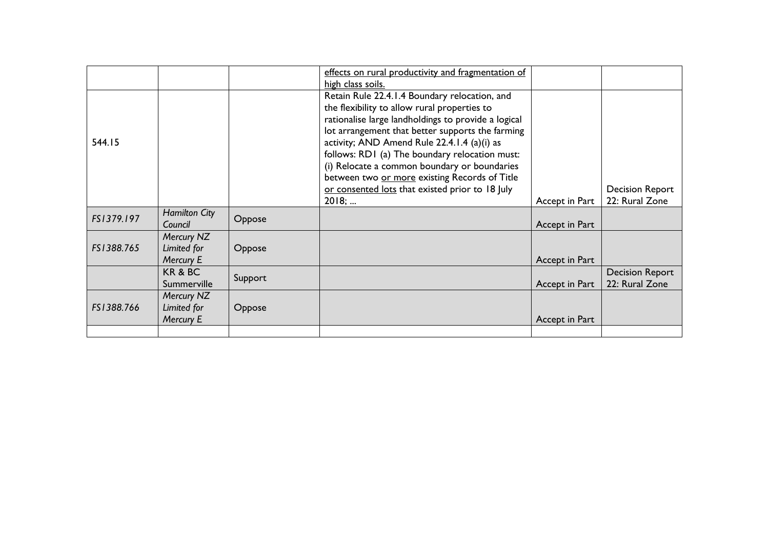| | | | | | |
|---|---|---|---|---|---|
| | | | <u>effects on rural productivity and fragmentation of high class soils.</u> | | |
| 544.15 | | | Retain Rule 22.4.1.4 Boundary relocation, and the flexibility to allow rural properties to rationalise large landholdings to provide a logical lot arrangement that better supports the farming activity; AND Amend Rule 22.4.1.4 (a)(i) as follows: RD1 (a) The boundary relocation must: (i) Relocate a common boundary or boundaries between two <u>or more</u> existing Records of Title <u>or consented lots</u> that existed prior to 18 July 2018; ... | Accept in Part | Decision Report 22: Rural Zone |
| *FS1379.197* | *Hamilton City Council* | Oppose | | Accept in Part | |
| *FS1388.765* | *Mercury NZ Limited for Mercury E* | Oppose | | Accept in Part | |
| | KR & BC Summerville | Support | | Accept in Part | Decision Report 22: Rural Zone |
| *FS1388.766* | *Mercury NZ Limited for Mercury E* | Oppose | | Accept in Part | |
| | | | | | |